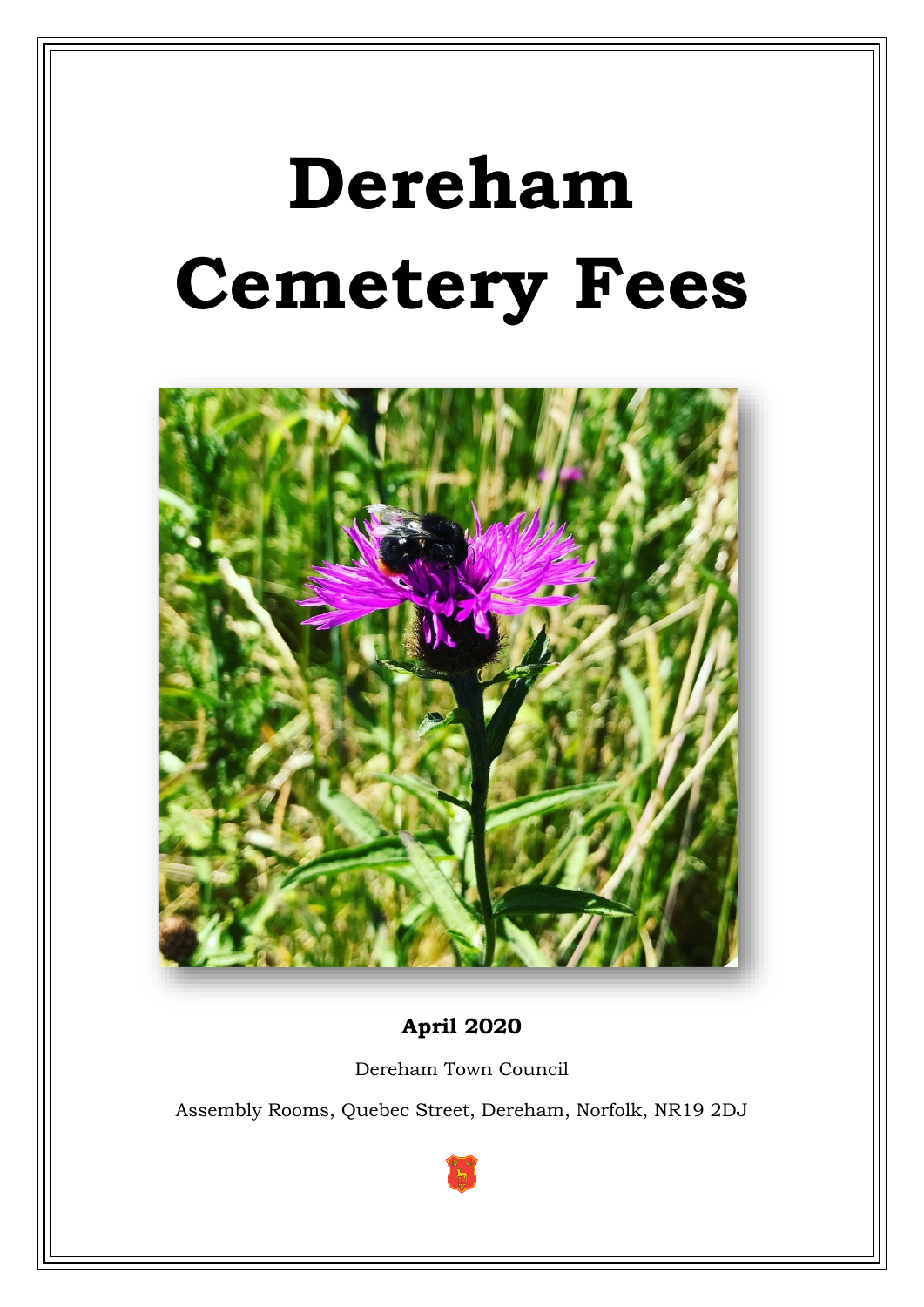# Dereham Cemetery Fees

**April 2020**

Dereham Town Council

Assembly Rooms, Quebec Street, Dereham, Norfolk, NR19 2DJ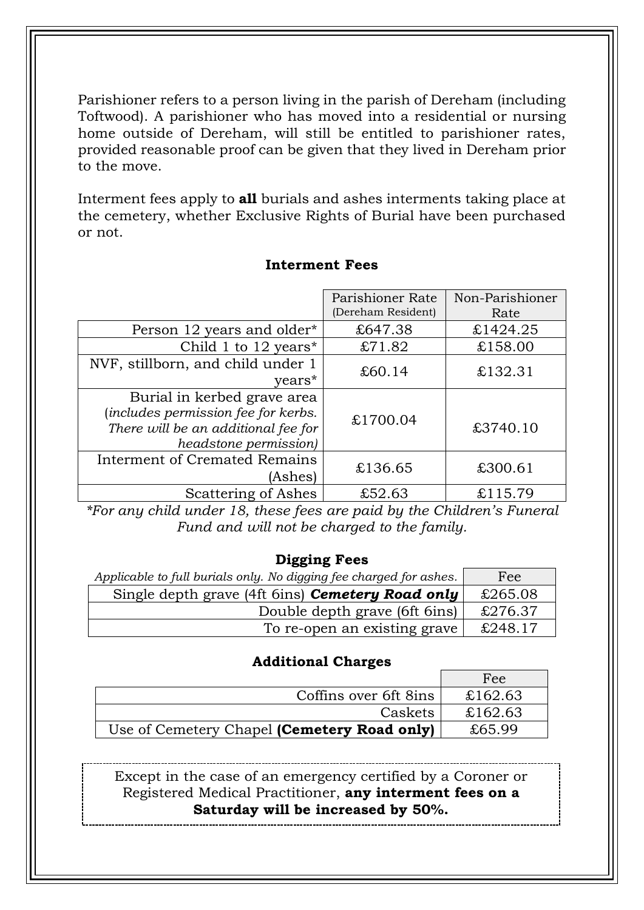Parishioner refers to a person living in the parish of Dereham (including Toftwood). A parishioner who has moved into a residential or nursing home outside of Dereham, will still be entitled to parishioner rates, provided reasonable proof can be given that they lived in Dereham prior to the move.

Interment fees apply to **all** burials and ashes interments taking place at the cemetery, whether Exclusive Rights of Burial have been purchased or not.

### Interment Fees

| | Parishioner Rate (Dereham Resident) | Non-Parishioner Rate |
|---|---|---|
| Person 12 years and older* | £647.38 | £1424.25 |
| Child 1 to 12 years* | £71.82 | £158.00 |
| NVF, stillborn, and child under 1 years* | £60.14 | £132.31 |
| Burial in kerbed grave area (*includes permission fee for kerbs. There will be an additional fee for headstone permission)* | £1700.04 | £3740.10 |
| Interment of Cremated Remains (Ashes) | £136.65 | £300.61 |
| Scattering of Ashes | £52.63 | £115.79 |

*\*For any child under 18, these fees are paid by the Children's Funeral Fund and will not be charged to the family.*

### Digging Fees

| *Applicable to full burials only. No digging fee charged for ashes.* | Fee |
|---|---|
| Single depth grave (4ft 6ins) ***Cemetery Road only*** | £265.08 |
| Double depth grave (6ft 6ins) | £276.37 |
| To re-open an existing grave | £248.17 |

### Additional Charges

| | Fee |
|---|---|
| Coffins over 6ft 8ins | £162.63 |
| Caskets | £162.63 |
| Use of Cemetery Chapel **(Cemetery Road only)** | £65.99 |

Except in the case of an emergency certified by a Coroner or Registered Medical Practitioner, **any interment fees on a Saturday will be increased by 50%.**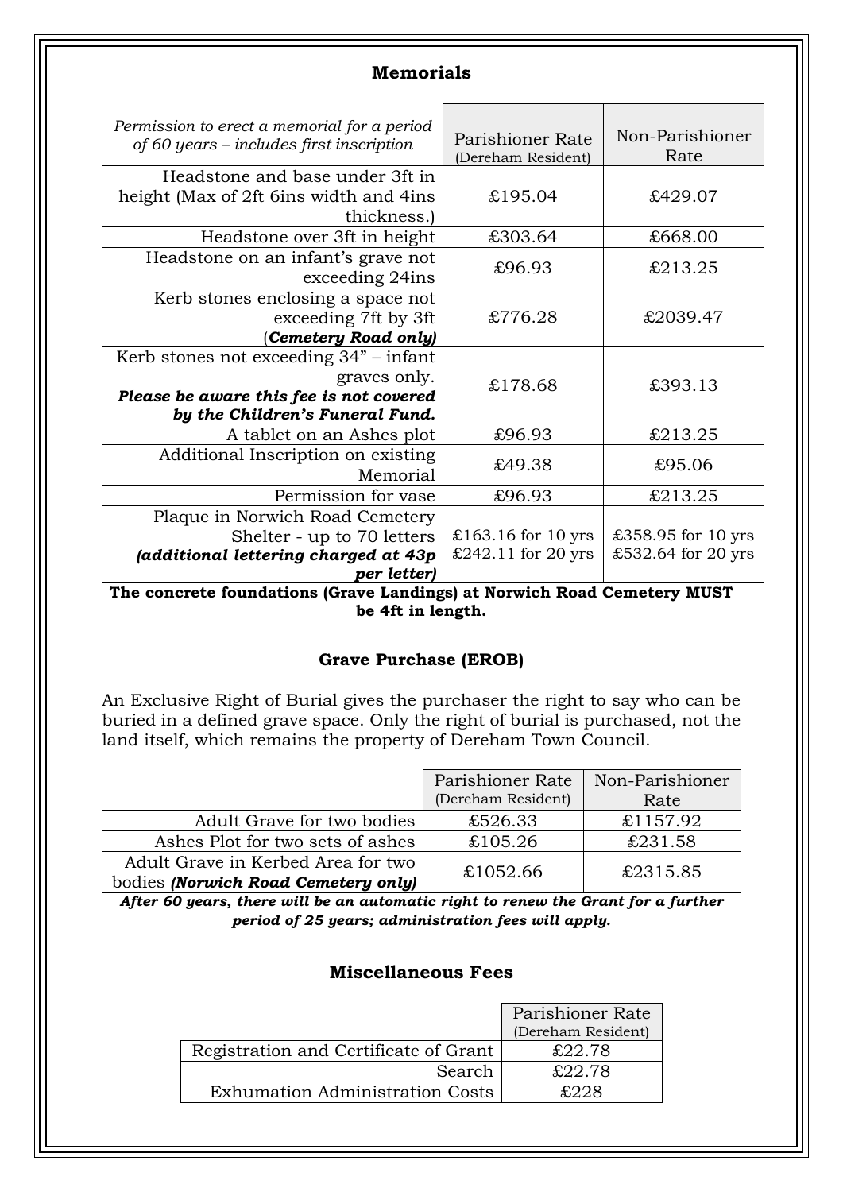## Memorials

| *Permission to erect a memorial for a period of 60 years – includes first inscription* | Parishioner Rate (Dereham Resident) | Non-Parishioner Rate |
|---|---|---|
| Headstone and base under 3ft in height (Max of 2ft 6ins width and 4ins thickness.) | £195.04 | £429.07 |
| Headstone over 3ft in height | £303.64 | £668.00 |
| Headstone on an infant's grave not exceeding 24ins | £96.93 | £213.25 |
| Kerb stones enclosing a space not exceeding 7ft by 3ft (***Cemetery Road only)*** | £776.28 | £2039.47 |
| Kerb stones not exceeding 34" – infant graves only. ***Please be aware this fee is not covered by the Children's Funeral Fund.*** | £178.68 | £393.13 |
| A tablet on an Ashes plot | £96.93 | £213.25 |
| Additional Inscription on existing Memorial | £49.38 | £95.06 |
| Permission for vase | £96.93 | £213.25 |
| Plaque in Norwich Road Cemetery Shelter - up to 70 letters ***(additional lettering charged at 43p per letter)*** | £163.16 for 10 yrs £242.11 for 20 yrs | £358.95 for 10 yrs £532.64 for 20 yrs |

**The concrete foundations (Grave Landings) at Norwich Road Cemetery MUST be 4ft in length.**

### Grave Purchase (EROB)

An Exclusive Right of Burial gives the purchaser the right to say who can be buried in a defined grave space. Only the right of burial is purchased, not the land itself, which remains the property of Dereham Town Council.

| | Parishioner Rate (Dereham Resident) | Non-Parishioner Rate |
|---|---|---|
| Adult Grave for two bodies | £526.33 | £1157.92 |
| Ashes Plot for two sets of ashes | £105.26 | £231.58 |
| Adult Grave in Kerbed Area for two bodies ***(Norwich Road Cemetery only)*** | £1052.66 | £2315.85 |

***After 60 years, there will be an automatic right to renew the Grant for a further period of 25 years; administration fees will apply.***

## Miscellaneous Fees

| | Parishioner Rate (Dereham Resident) |
|---|---|
| Registration and Certificate of Grant | £22.78 |
| Search | £22.78 |
| Exhumation Administration Costs | £228 |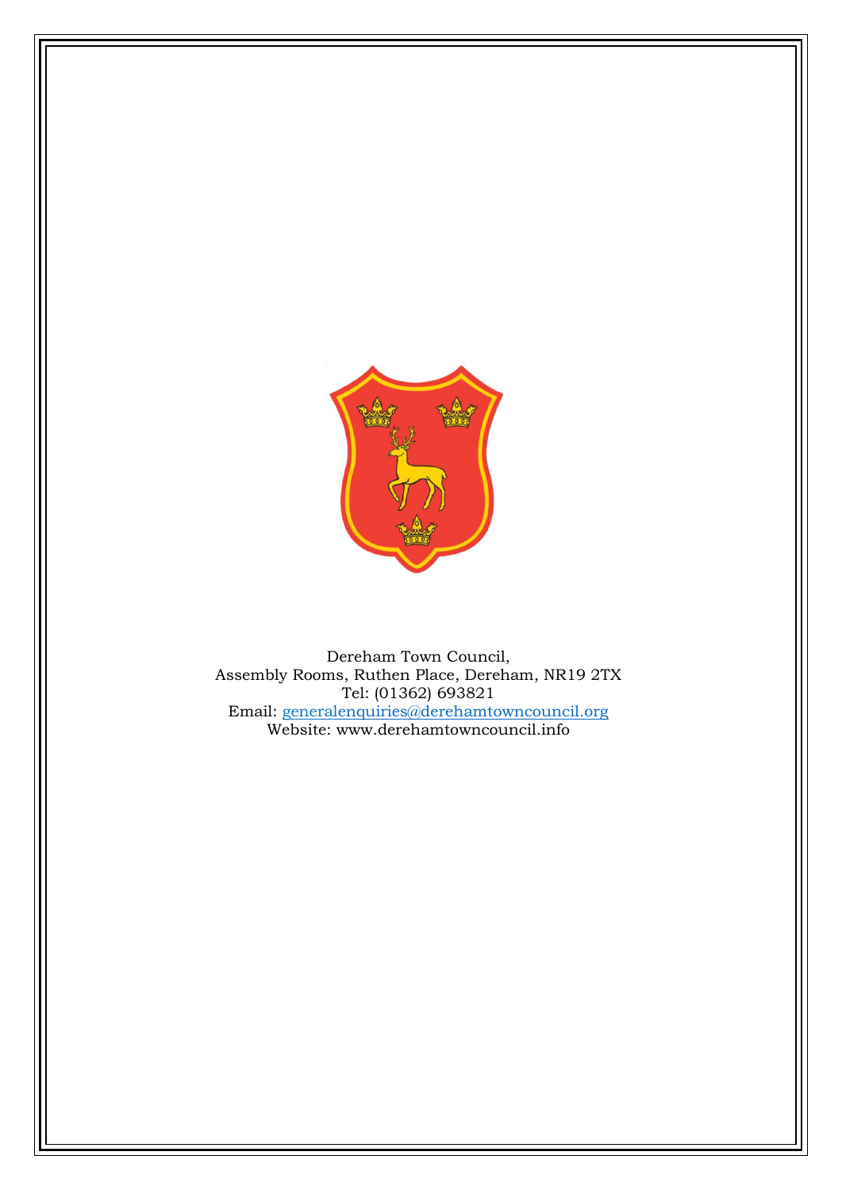Dereham Town Council,
Assembly Rooms, Ruthen Place, Dereham, NR19 2TX
Tel: (01362) 693821
Email: generalenquiries@derehamtowncouncil.org
Website: www.derehamtowncouncil.info